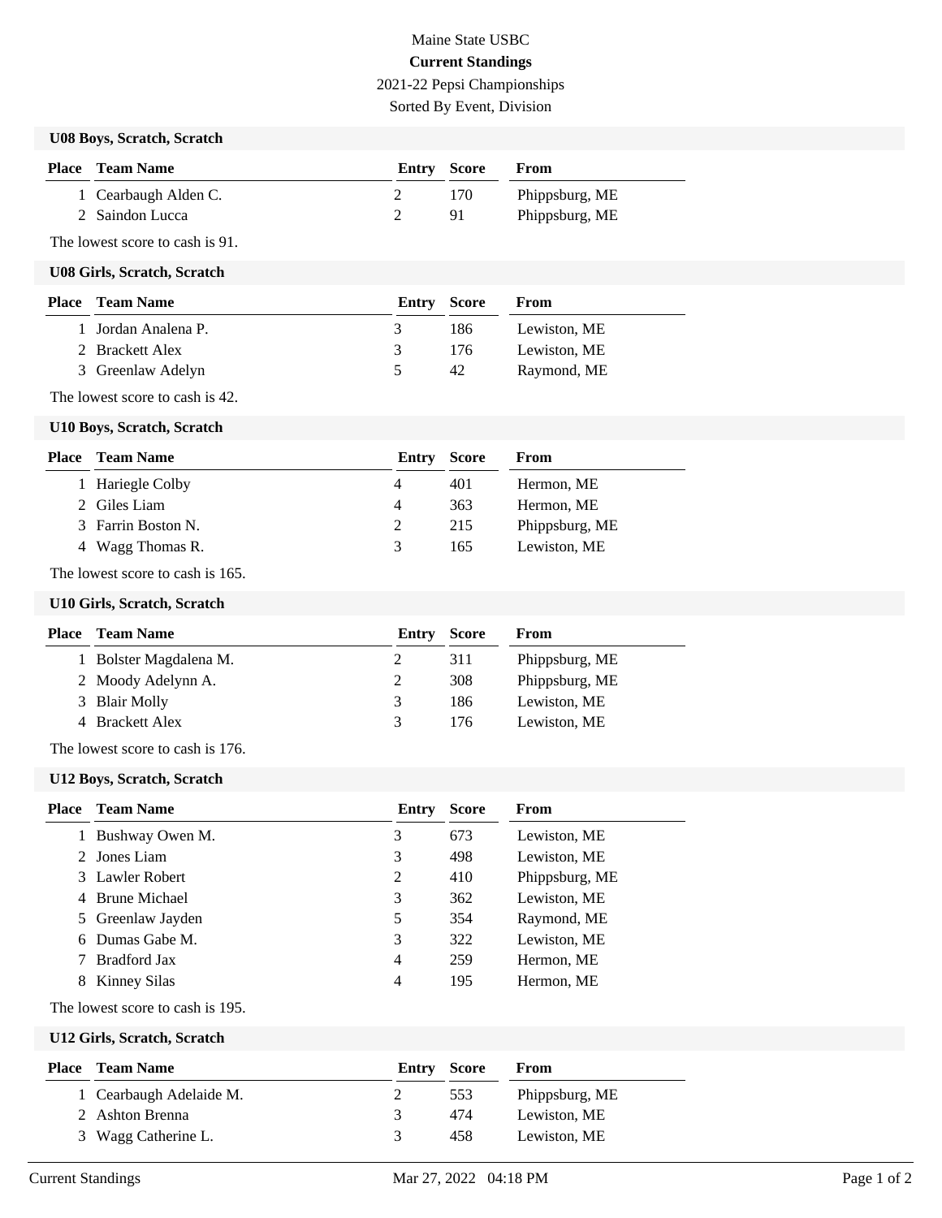Maine State USBC

**Current Standings**

2021-22 Pepsi Championships

Sorted By Event, Division

### U08 Boys, Scratch, Scratch

| Place | Team Name | Entry | Score | From |
|---|---|---|---|---|
| 1 | Cearbaugh Alden C. | 2 | 170 | Phippsburg, ME |
| 2 | Saindon Lucca | 2 | 91 | Phippsburg, ME |

The lowest score to cash is 91.

### U08 Girls, Scratch, Scratch

| Place | Team Name | Entry | Score | From |
|---|---|---|---|---|
| 1 | Jordan Analena P. | 3 | 186 | Lewiston, ME |
| 2 | Brackett Alex | 3 | 176 | Lewiston, ME |
| 3 | Greenlaw Adelyn | 5 | 42 | Raymond, ME |

The lowest score to cash is 42.

### U10 Boys, Scratch, Scratch

| Place | Team Name | Entry | Score | From |
|---|---|---|---|---|
| 1 | Hariegle Colby | 4 | 401 | Hermon, ME |
| 2 | Giles Liam | 4 | 363 | Hermon, ME |
| 3 | Farrin Boston N. | 2 | 215 | Phippsburg, ME |
| 4 | Wagg Thomas R. | 3 | 165 | Lewiston, ME |

The lowest score to cash is 165.

### U10 Girls, Scratch, Scratch

| Place | Team Name | Entry | Score | From |
|---|---|---|---|---|
| 1 | Bolster Magdalena M. | 2 | 311 | Phippsburg, ME |
| 2 | Moody Adelynn A. | 2 | 308 | Phippsburg, ME |
| 3 | Blair Molly | 3 | 186 | Lewiston, ME |
| 4 | Brackett Alex | 3 | 176 | Lewiston, ME |

The lowest score to cash is 176.

### U12 Boys, Scratch, Scratch

| Place | Team Name | Entry | Score | From |
|---|---|---|---|---|
| 1 | Bushway Owen M. | 3 | 673 | Lewiston, ME |
| 2 | Jones Liam | 3 | 498 | Lewiston, ME |
| 3 | Lawler Robert | 2 | 410 | Phippsburg, ME |
| 4 | Brune Michael | 3 | 362 | Lewiston, ME |
| 5 | Greenlaw Jayden | 5 | 354 | Raymond, ME |
| 6 | Dumas Gabe M. | 3 | 322 | Lewiston, ME |
| 7 | Bradford Jax | 4 | 259 | Hermon, ME |
| 8 | Kinney Silas | 4 | 195 | Hermon, ME |

The lowest score to cash is 195.

### U12 Girls, Scratch, Scratch

| Place | Team Name | Entry | Score | From |
|---|---|---|---|---|
| 1 | Cearbaugh Adelaide M. | 2 | 553 | Phippsburg, ME |
| 2 | Ashton Brenna | 3 | 474 | Lewiston, ME |
| 3 | Wagg Catherine L. | 3 | 458 | Lewiston, ME |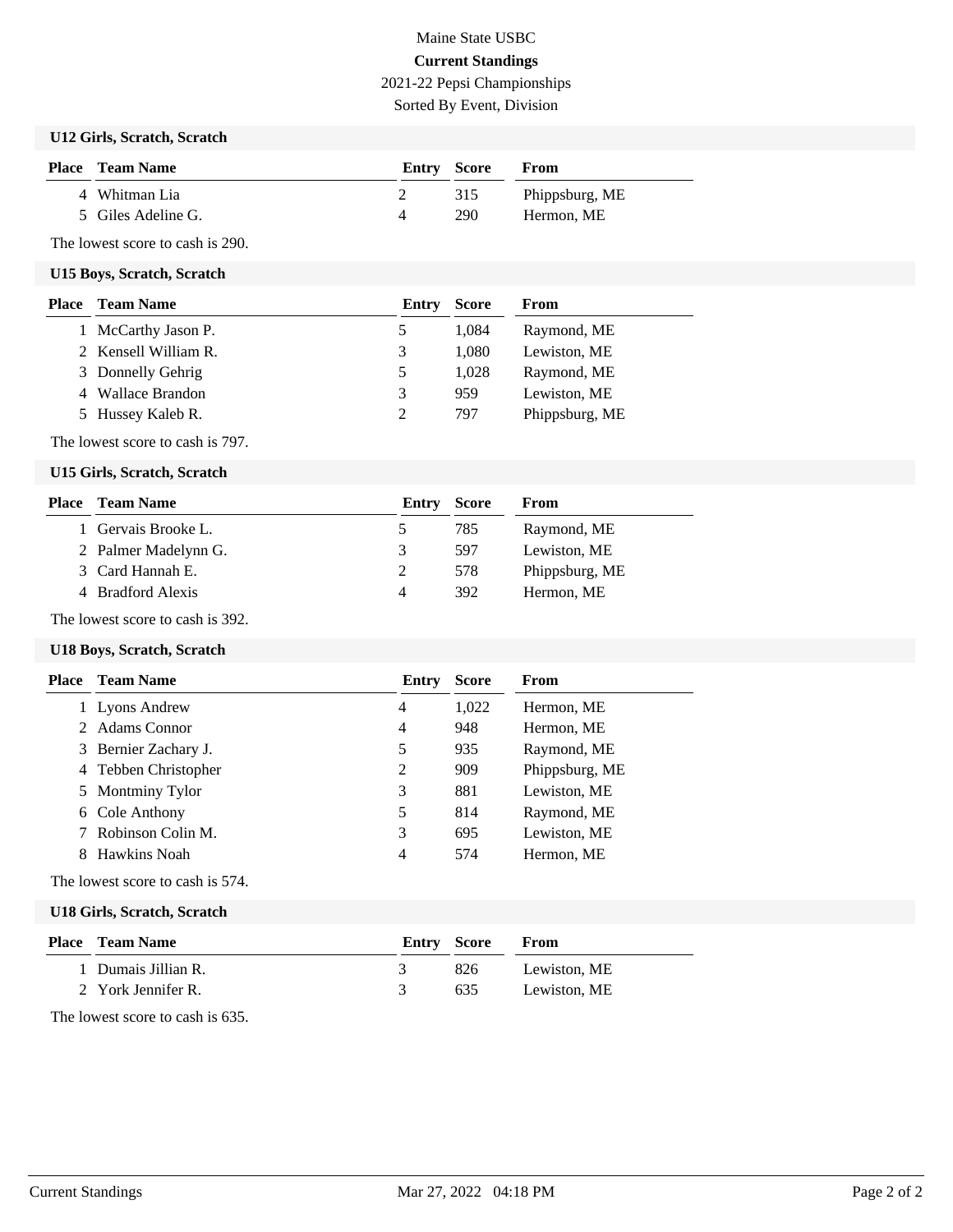Maine State USBC

**Current Standings**

2021-22 Pepsi Championships

Sorted By Event, Division

### U12 Girls, Scratch, Scratch

| Place | Team Name | Entry | Score | From |
|---|---|---|---|---|
| 4 | Whitman Lia | 2 | 315 | Phippsburg, ME |
| 5 | Giles Adeline G. | 4 | 290 | Hermon, ME |

The lowest score to cash is 290.

### U15 Boys, Scratch, Scratch

| Place | Team Name | Entry | Score | From |
|---|---|---|---|---|
| 1 | McCarthy Jason P. | 5 | 1,084 | Raymond, ME |
| 2 | Kensell William R. | 3 | 1,080 | Lewiston, ME |
| 3 | Donnelly Gehrig | 5 | 1,028 | Raymond, ME |
| 4 | Wallace Brandon | 3 | 959 | Lewiston, ME |
| 5 | Hussey Kaleb R. | 2 | 797 | Phippsburg, ME |

The lowest score to cash is 797.

### U15 Girls, Scratch, Scratch

| Place | Team Name | Entry | Score | From |
|---|---|---|---|---|
| 1 | Gervais Brooke L. | 5 | 785 | Raymond, ME |
| 2 | Palmer Madelynn G. | 3 | 597 | Lewiston, ME |
| 3 | Card Hannah E. | 2 | 578 | Phippsburg, ME |
| 4 | Bradford Alexis | 4 | 392 | Hermon, ME |

The lowest score to cash is 392.

### U18 Boys, Scratch, Scratch

| Place | Team Name | Entry | Score | From |
|---|---|---|---|---|
| 1 | Lyons Andrew | 4 | 1,022 | Hermon, ME |
| 2 | Adams Connor | 4 | 948 | Hermon, ME |
| 3 | Bernier Zachary J. | 5 | 935 | Raymond, ME |
| 4 | Tebben Christopher | 2 | 909 | Phippsburg, ME |
| 5 | Montminy Tylor | 3 | 881 | Lewiston, ME |
| 6 | Cole Anthony | 5 | 814 | Raymond, ME |
| 7 | Robinson Colin M. | 3 | 695 | Lewiston, ME |
| 8 | Hawkins Noah | 4 | 574 | Hermon, ME |

The lowest score to cash is 574.

### U18 Girls, Scratch, Scratch

| Place | Team Name | Entry | Score | From |
|---|---|---|---|---|
| 1 | Dumais Jillian R. | 3 | 826 | Lewiston, ME |
| 2 | York Jennifer R. | 3 | 635 | Lewiston, ME |

The lowest score to cash is 635.